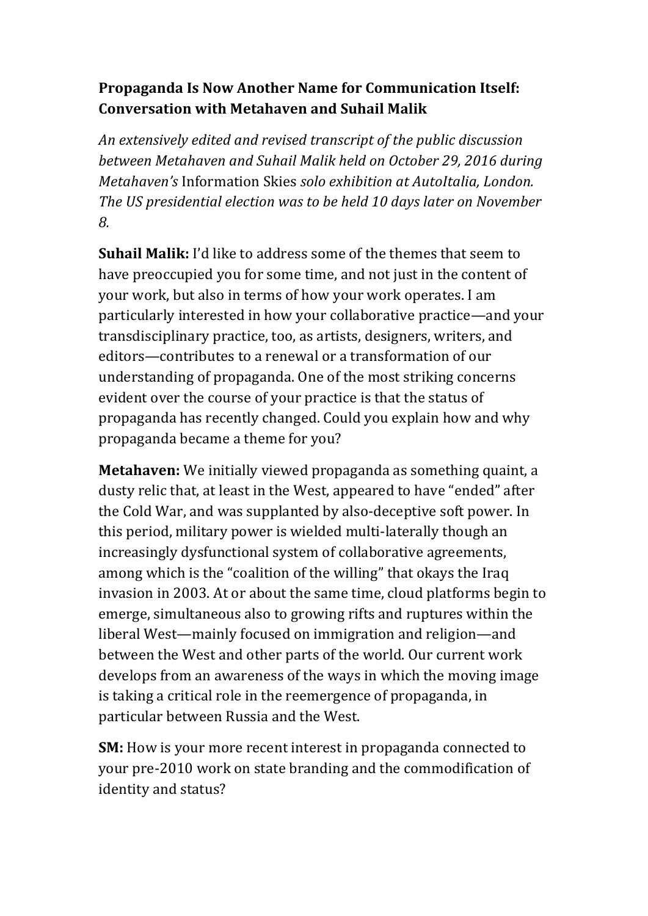**Propaganda Is Now Another Name for Communication Itself: Conversation with Metahaven and Suhail Malik**

*An extensively edited and revised transcript of the public discussion between Metahaven and Suhail Malik held on October 29, 2016 during Metahaven's* Information Skies *solo exhibition at AutoItalia, London. The US presidential election was to be held 10 days later on November 8.*

**Suhail Malik:** I'd like to address some of the themes that seem to have preoccupied you for some time, and not just in the content of your work, but also in terms of how your work operates. I am particularly interested in how your collaborative practice—and your transdisciplinary practice, too, as artists, designers, writers, and editors—contributes to a renewal or a transformation of our understanding of propaganda. One of the most striking concerns evident over the course of your practice is that the status of propaganda has recently changed. Could you explain how and why propaganda became a theme for you?

**Metahaven:** We initially viewed propaganda as something quaint, a dusty relic that, at least in the West, appeared to have "ended" after the Cold War, and was supplanted by also-deceptive soft power. In this period, military power is wielded multi-laterally though an increasingly dysfunctional system of collaborative agreements, among which is the "coalition of the willing" that okays the Iraq invasion in 2003. At or about the same time, cloud platforms begin to emerge, simultaneous also to growing rifts and ruptures within the liberal West—mainly focused on immigration and religion—and between the West and other parts of the world. Our current work develops from an awareness of the ways in which the moving image is taking a critical role in the reemergence of propaganda, in particular between Russia and the West.

**SM:** How is your more recent interest in propaganda connected to your pre-2010 work on state branding and the commodification of identity and status?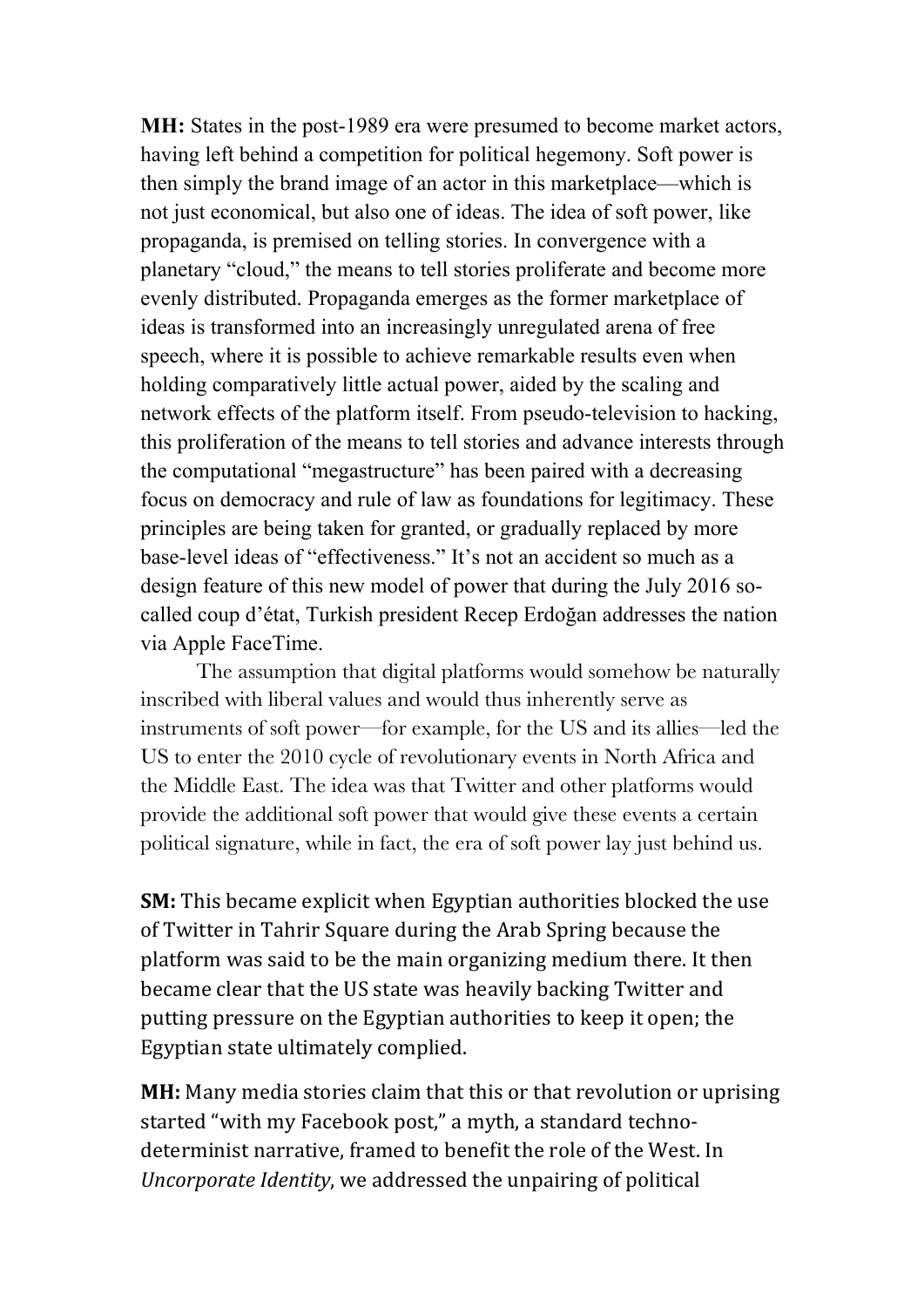**MH:** States in the post-1989 era were presumed to become market actors, having left behind a competition for political hegemony. Soft power is then simply the brand image of an actor in this marketplace—which is not just economical, but also one of ideas. The idea of soft power, like propaganda, is premised on telling stories. In convergence with a planetary "cloud," the means to tell stories proliferate and become more evenly distributed. Propaganda emerges as the former marketplace of ideas is transformed into an increasingly unregulated arena of free speech, where it is possible to achieve remarkable results even when holding comparatively little actual power, aided by the scaling and network effects of the platform itself. From pseudo-television to hacking, this proliferation of the means to tell stories and advance interests through the computational "megastructure" has been paired with a decreasing focus on democracy and rule of law as foundations for legitimacy. These principles are being taken for granted, or gradually replaced by more base-level ideas of "effectiveness." It's not an accident so much as a design feature of this new model of power that during the July 2016 so-called coup d'état, Turkish president Recep Erdoğan addresses the nation via Apple FaceTime.

The assumption that digital platforms would somehow be naturally inscribed with liberal values and would thus inherently serve as instruments of soft power—for example, for the US and its allies—led the US to enter the 2010 cycle of revolutionary events in North Africa and the Middle East. The idea was that Twitter and other platforms would provide the additional soft power that would give these events a certain political signature, while in fact, the era of soft power lay just behind us.

**SM:** This became explicit when Egyptian authorities blocked the use of Twitter in Tahrir Square during the Arab Spring because the platform was said to be the main organizing medium there. It then became clear that the US state was heavily backing Twitter and putting pressure on the Egyptian authorities to keep it open; the Egyptian state ultimately complied.

**MH:** Many media stories claim that this or that revolution or uprising started "with my Facebook post," a myth, a standard techno-determinist narrative, framed to benefit the role of the West. In *Uncorporate Identity*, we addressed the unpairing of political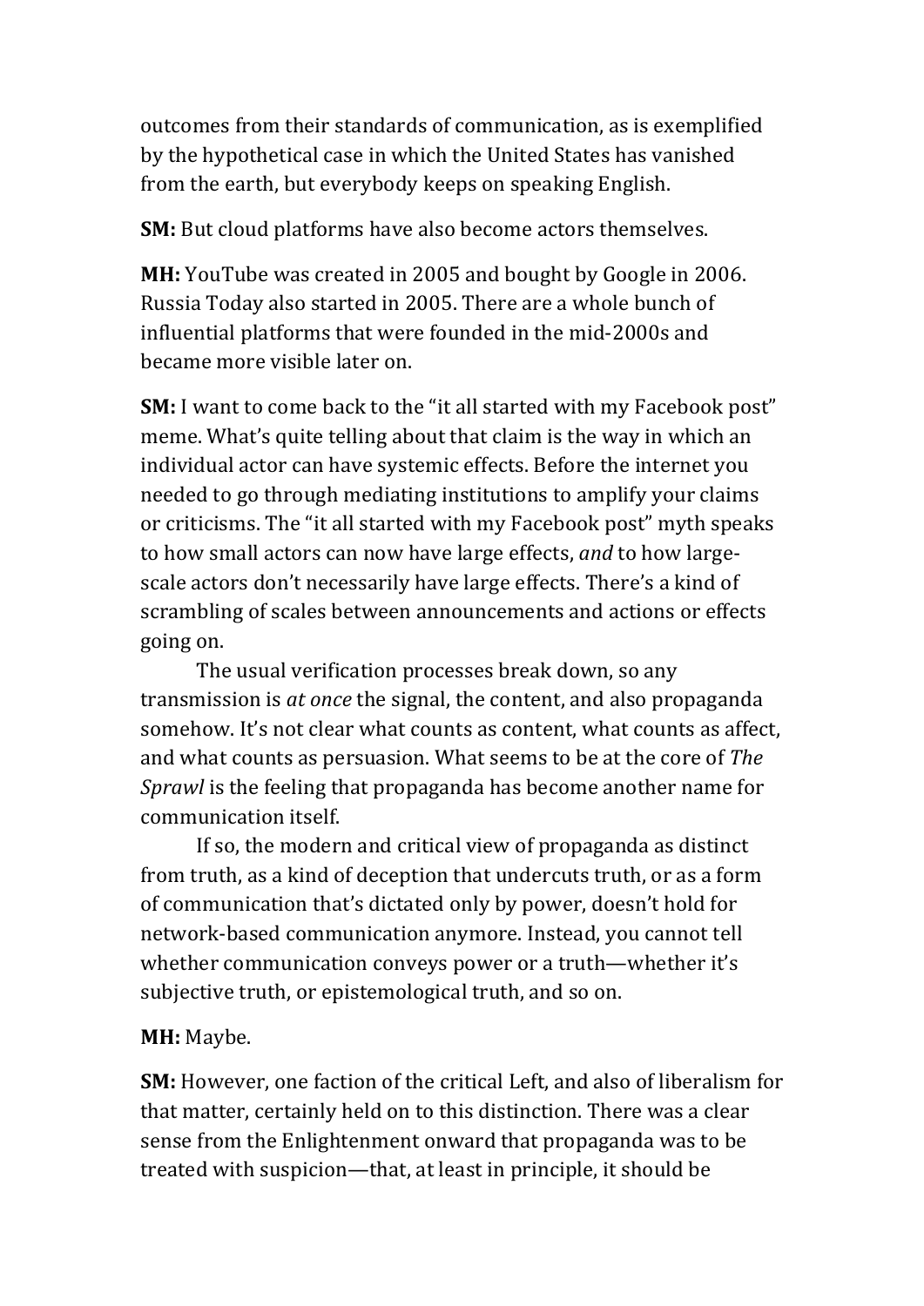outcomes from their standards of communication, as is exemplified by the hypothetical case in which the United States has vanished from the earth, but everybody keeps on speaking English.

**SM:** But cloud platforms have also become actors themselves.

**MH:** YouTube was created in 2005 and bought by Google in 2006. Russia Today also started in 2005. There are a whole bunch of influential platforms that were founded in the mid-2000s and became more visible later on.

**SM:** I want to come back to the "it all started with my Facebook post" meme. What's quite telling about that claim is the way in which an individual actor can have systemic effects. Before the internet you needed to go through mediating institutions to amplify your claims or criticisms. The "it all started with my Facebook post" myth speaks to how small actors can now have large effects, *and* to how large-scale actors don't necessarily have large effects. There's a kind of scrambling of scales between announcements and actions or effects going on.

The usual verification processes break down, so any transmission is *at once* the signal, the content, and also propaganda somehow. It's not clear what counts as content, what counts as affect, and what counts as persuasion. What seems to be at the core of *The Sprawl* is the feeling that propaganda has become another name for communication itself.

If so, the modern and critical view of propaganda as distinct from truth, as a kind of deception that undercuts truth, or as a form of communication that's dictated only by power, doesn't hold for network-based communication anymore. Instead, you cannot tell whether communication conveys power or a truth—whether it's subjective truth, or epistemological truth, and so on.

**MH:** Maybe.

**SM:** However, one faction of the critical Left, and also of liberalism for that matter, certainly held on to this distinction. There was a clear sense from the Enlightenment onward that propaganda was to be treated with suspicion—that, at least in principle, it should be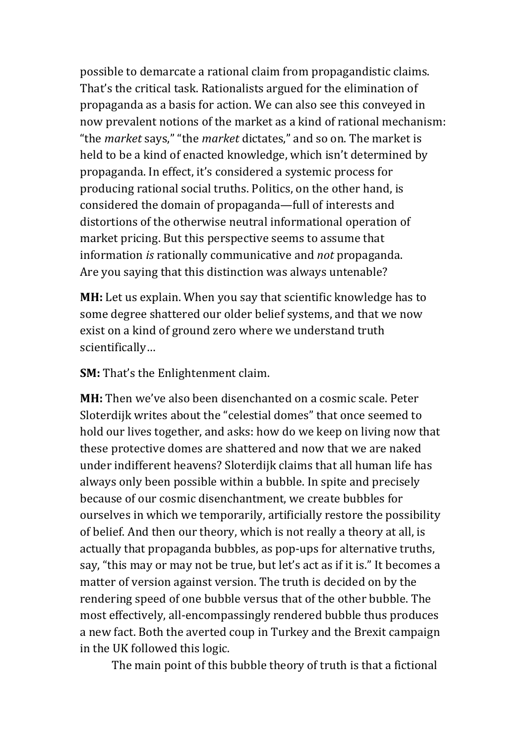possible to demarcate a rational claim from propagandistic claims. That's the critical task. Rationalists argued for the elimination of propaganda as a basis for action. We can also see this conveyed in now prevalent notions of the market as a kind of rational mechanism: "the *market* says," "the *market* dictates," and so on. The market is held to be a kind of enacted knowledge, which isn't determined by propaganda. In effect, it's considered a systemic process for producing rational social truths. Politics, on the other hand, is considered the domain of propaganda—full of interests and distortions of the otherwise neutral informational operation of market pricing. But this perspective seems to assume that information *is* rationally communicative and *not* propaganda. Are you saying that this distinction was always untenable?

**MH:** Let us explain. When you say that scientific knowledge has to some degree shattered our older belief systems, and that we now exist on a kind of ground zero where we understand truth scientifically…

**SM:** That's the Enlightenment claim.

**MH:** Then we've also been disenchanted on a cosmic scale. Peter Sloterdijk writes about the "celestial domes" that once seemed to hold our lives together, and asks: how do we keep on living now that these protective domes are shattered and now that we are naked under indifferent heavens? Sloterdijk claims that all human life has always only been possible within a bubble. In spite and precisely because of our cosmic disenchantment, we create bubbles for ourselves in which we temporarily, artificially restore the possibility of belief. And then our theory, which is not really a theory at all, is actually that propaganda bubbles, as pop-ups for alternative truths, say, "this may or may not be true, but let's act as if it is." It becomes a matter of version against version. The truth is decided on by the rendering speed of one bubble versus that of the other bubble. The most effectively, all-encompassingly rendered bubble thus produces a new fact. Both the averted coup in Turkey and the Brexit campaign in the UK followed this logic.

The main point of this bubble theory of truth is that a fictional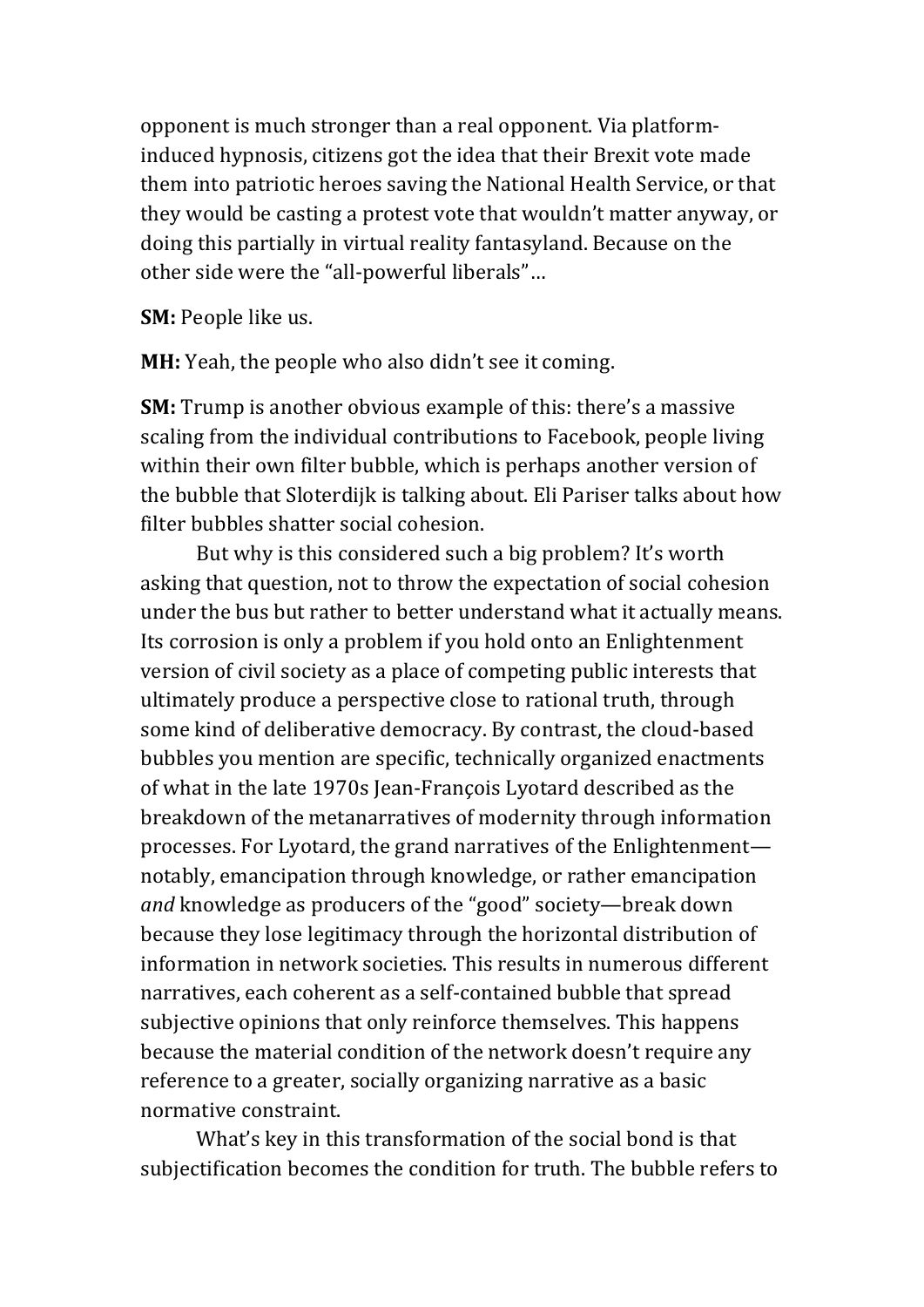opponent is much stronger than a real opponent. Via platform-induced hypnosis, citizens got the idea that their Brexit vote made them into patriotic heroes saving the National Health Service, or that they would be casting a protest vote that wouldn't matter anyway, or doing this partially in virtual reality fantasyland. Because on the other side were the "all-powerful liberals"…

**SM:** People like us.

**MH:** Yeah, the people who also didn't see it coming.

**SM:** Trump is another obvious example of this: there's a massive scaling from the individual contributions to Facebook, people living within their own filter bubble, which is perhaps another version of the bubble that Sloterdijk is talking about. Eli Pariser talks about how filter bubbles shatter social cohesion.

But why is this considered such a big problem? It's worth asking that question, not to throw the expectation of social cohesion under the bus but rather to better understand what it actually means. Its corrosion is only a problem if you hold onto an Enlightenment version of civil society as a place of competing public interests that ultimately produce a perspective close to rational truth, through some kind of deliberative democracy. By contrast, the cloud-based bubbles you mention are specific, technically organized enactments of what in the late 1970s Jean-François Lyotard described as the breakdown of the metanarratives of modernity through information processes. For Lyotard, the grand narratives of the Enlightenment—notably, emancipation through knowledge, or rather emancipation *and* knowledge as producers of the "good" society—break down because they lose legitimacy through the horizontal distribution of information in network societies. This results in numerous different narratives, each coherent as a self-contained bubble that spread subjective opinions that only reinforce themselves. This happens because the material condition of the network doesn't require any reference to a greater, socially organizing narrative as a basic normative constraint.

What's key in this transformation of the social bond is that subjectification becomes the condition for truth. The bubble refers to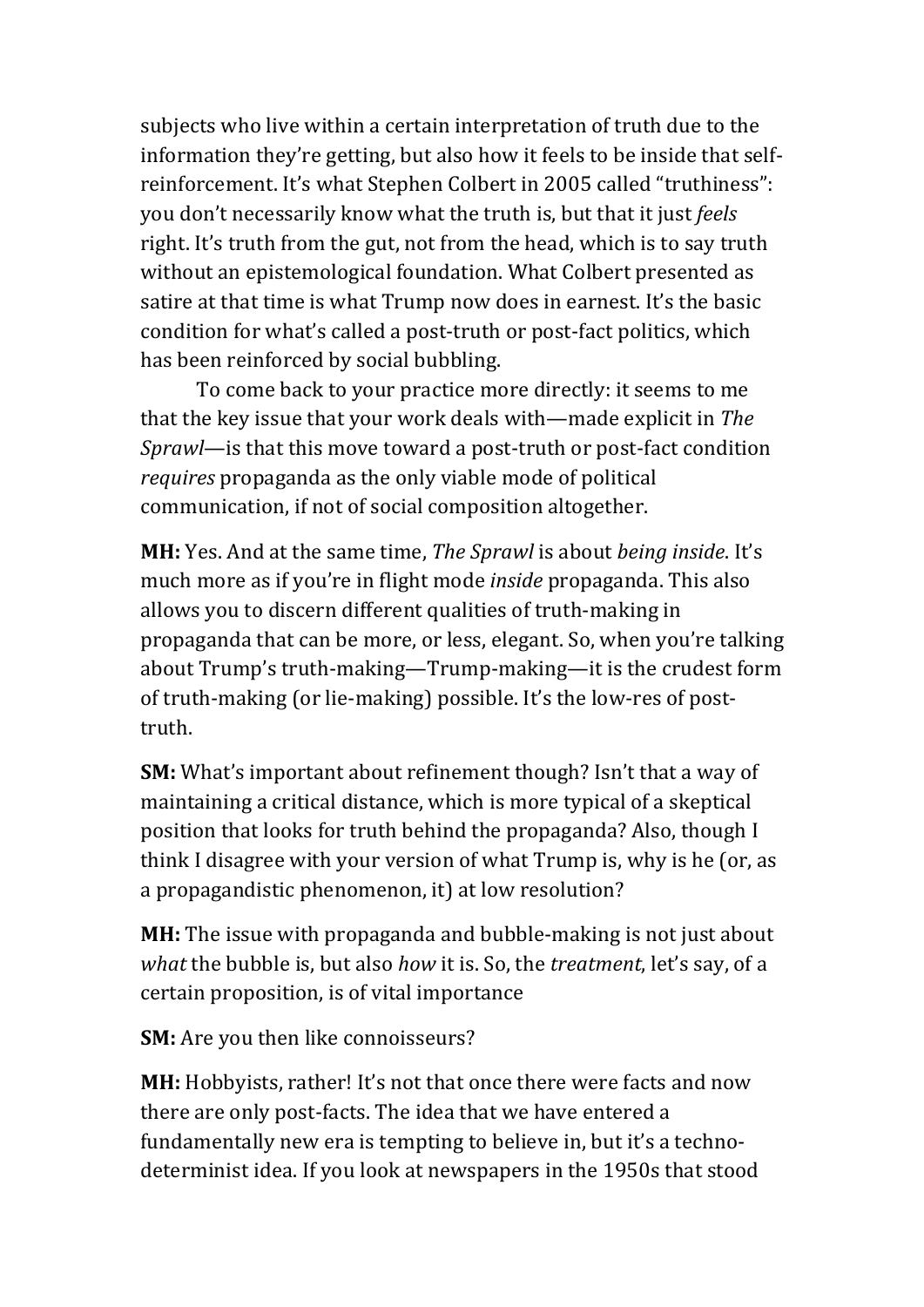subjects who live within a certain interpretation of truth due to the information they're getting, but also how it feels to be inside that self-reinforcement. It's what Stephen Colbert in 2005 called "truthiness": you don't necessarily know what the truth is, but that it just *feels* right. It's truth from the gut, not from the head, which is to say truth without an epistemological foundation. What Colbert presented as satire at that time is what Trump now does in earnest. It's the basic condition for what's called a post-truth or post-fact politics, which has been reinforced by social bubbling.

To come back to your practice more directly: it seems to me that the key issue that your work deals with—made explicit in *The Sprawl*—is that this move toward a post-truth or post-fact condition *requires* propaganda as the only viable mode of political communication, if not of social composition altogether.

**MH:** Yes. And at the same time, *The Sprawl* is about *being inside*. It's much more as if you're in flight mode *inside* propaganda. This also allows you to discern different qualities of truth-making in propaganda that can be more, or less, elegant. So, when you're talking about Trump's truth-making—Trump-making—it is the crudest form of truth-making (or lie-making) possible. It's the low-res of post-truth.

**SM:** What's important about refinement though? Isn't that a way of maintaining a critical distance, which is more typical of a skeptical position that looks for truth behind the propaganda? Also, though I think I disagree with your version of what Trump is, why is he (or, as a propagandistic phenomenon, it) at low resolution?

**MH:** The issue with propaganda and bubble-making is not just about *what* the bubble is, but also *how* it is. So, the *treatment*, let's say, of a certain proposition, is of vital importance

**SM:** Are you then like connoisseurs?

**MH:** Hobbyists, rather! It's not that once there were facts and now there are only post-facts. The idea that we have entered a fundamentally new era is tempting to believe in, but it's a techno-determinist idea. If you look at newspapers in the 1950s that stood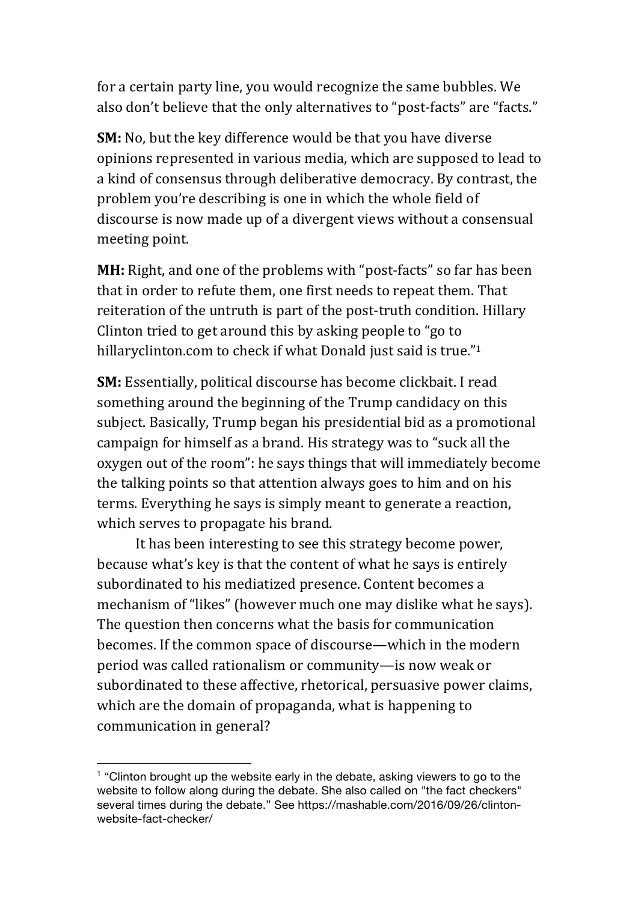for a certain party line, you would recognize the same bubbles. We also don't believe that the only alternatives to "post-facts" are "facts."

**SM:** No, but the key difference would be that you have diverse opinions represented in various media, which are supposed to lead to a kind of consensus through deliberative democracy. By contrast, the problem you're describing is one in which the whole field of discourse is now made up of a divergent views without a consensual meeting point.

**MH:** Right, and one of the problems with "post-facts" so far has been that in order to refute them, one first needs to repeat them. That reiteration of the untruth is part of the post-truth condition. Hillary Clinton tried to get around this by asking people to "go to hillaryclinton.com to check if what Donald just said is true."[1]

**SM:** Essentially, political discourse has become clickbait. I read something around the beginning of the Trump candidacy on this subject. Basically, Trump began his presidential bid as a promotional campaign for himself as a brand. His strategy was to "suck all the oxygen out of the room": he says things that will immediately become the talking points so that attention always goes to him and on his terms. Everything he says is simply meant to generate a reaction, which serves to propagate his brand.

It has been interesting to see this strategy become power, because what's key is that the content of what he says is entirely subordinated to his mediatized presence. Content becomes a mechanism of "likes" (however much one may dislike what he says). The question then concerns what the basis for communication becomes. If the common space of discourse—which in the modern period was called rationalism or community—is now weak or subordinated to these affective, rhetorical, persuasive power claims, which are the domain of propaganda, what is happening to communication in general?

---

[1] "Clinton brought up the website early in the debate, asking viewers to go to the website to follow along during the debate. She also called on "the fact checkers" several times during the debate." See https://mashable.com/2016/09/26/clinton-website-fact-checker/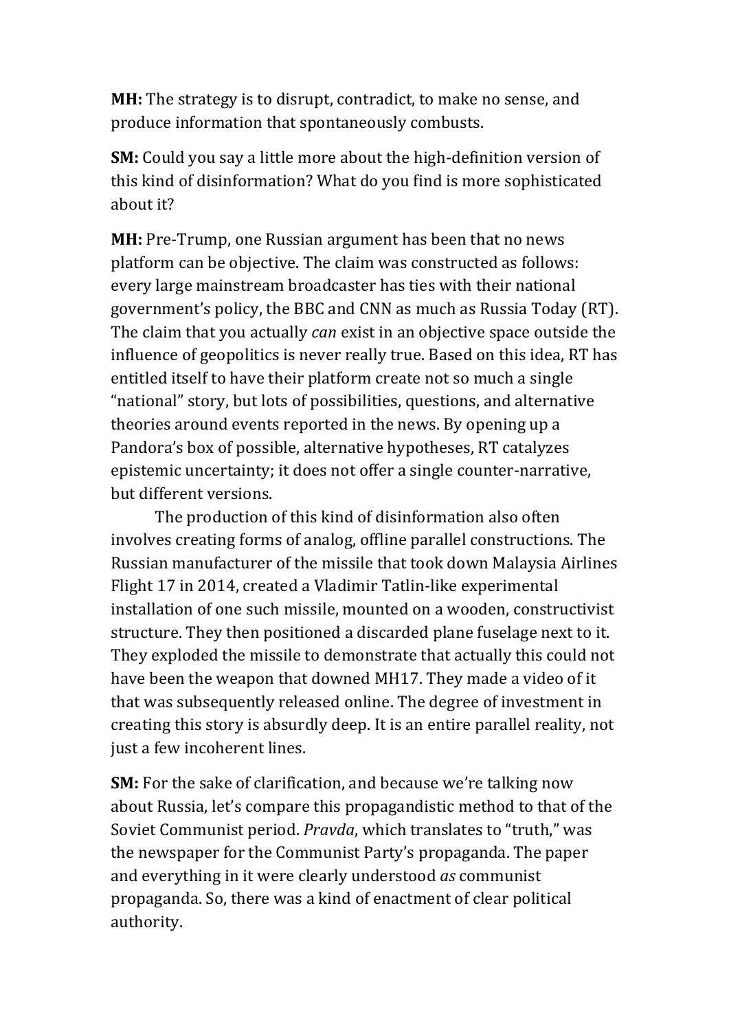**MH:** The strategy is to disrupt, contradict, to make no sense, and produce information that spontaneously combusts.

**SM:** Could you say a little more about the high-definition version of this kind of disinformation? What do you find is more sophisticated about it?

**MH:** Pre-Trump, one Russian argument has been that no news platform can be objective. The claim was constructed as follows: every large mainstream broadcaster has ties with their national government's policy, the BBC and CNN as much as Russia Today (RT). The claim that you actually *can* exist in an objective space outside the influence of geopolitics is never really true. Based on this idea, RT has entitled itself to have their platform create not so much a single "national" story, but lots of possibilities, questions, and alternative theories around events reported in the news. By opening up a Pandora's box of possible, alternative hypotheses, RT catalyzes epistemic uncertainty; it does not offer a single counter-narrative, but different versions.

The production of this kind of disinformation also often involves creating forms of analog, offline parallel constructions. The Russian manufacturer of the missile that took down Malaysia Airlines Flight 17 in 2014, created a Vladimir Tatlin-like experimental installation of one such missile, mounted on a wooden, constructivist structure. They then positioned a discarded plane fuselage next to it. They exploded the missile to demonstrate that actually this could not have been the weapon that downed MH17. They made a video of it that was subsequently released online. The degree of investment in creating this story is absurdly deep. It is an entire parallel reality, not just a few incoherent lines.

**SM:** For the sake of clarification, and because we're talking now about Russia, let's compare this propagandistic method to that of the Soviet Communist period. *Pravda*, which translates to "truth," was the newspaper for the Communist Party's propaganda. The paper and everything in it were clearly understood *as* communist propaganda. So, there was a kind of enactment of clear political authority.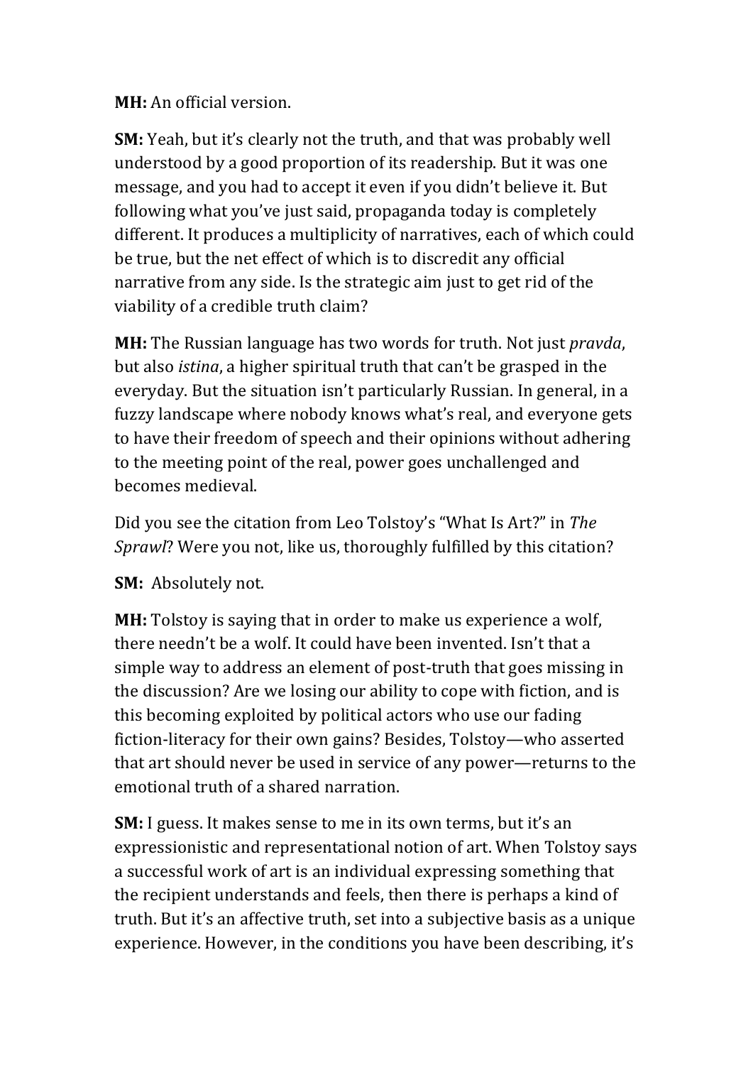**MH:** An official version.

**SM:** Yeah, but it's clearly not the truth, and that was probably well understood by a good proportion of its readership. But it was one message, and you had to accept it even if you didn't believe it. But following what you've just said, propaganda today is completely different. It produces a multiplicity of narratives, each of which could be true, but the net effect of which is to discredit any official narrative from any side. Is the strategic aim just to get rid of the viability of a credible truth claim?

**MH:** The Russian language has two words for truth. Not just *pravda*, but also *istina*, a higher spiritual truth that can't be grasped in the everyday. But the situation isn't particularly Russian. In general, in a fuzzy landscape where nobody knows what's real, and everyone gets to have their freedom of speech and their opinions without adhering to the meeting point of the real, power goes unchallenged and becomes medieval.

Did you see the citation from Leo Tolstoy's "What Is Art?" in *The Sprawl*? Were you not, like us, thoroughly fulfilled by this citation?

**SM:** Absolutely not.

**MH:** Tolstoy is saying that in order to make us experience a wolf, there needn't be a wolf. It could have been invented. Isn't that a simple way to address an element of post-truth that goes missing in the discussion? Are we losing our ability to cope with fiction, and is this becoming exploited by political actors who use our fading fiction-literacy for their own gains? Besides, Tolstoy—who asserted that art should never be used in service of any power—returns to the emotional truth of a shared narration.

**SM:** I guess. It makes sense to me in its own terms, but it's an expressionistic and representational notion of art. When Tolstoy says a successful work of art is an individual expressing something that the recipient understands and feels, then there is perhaps a kind of truth. But it's an affective truth, set into a subjective basis as a unique experience. However, in the conditions you have been describing, it's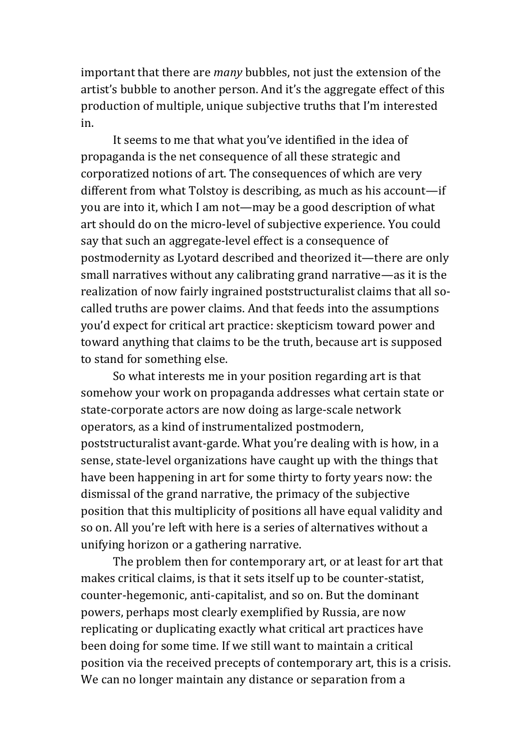important that there are *many* bubbles, not just the extension of the artist's bubble to another person. And it's the aggregate effect of this production of multiple, unique subjective truths that I'm interested in.

It seems to me that what you've identified in the idea of propaganda is the net consequence of all these strategic and corporatized notions of art. The consequences of which are very different from what Tolstoy is describing, as much as his account—if you are into it, which I am not—may be a good description of what art should do on the micro-level of subjective experience. You could say that such an aggregate-level effect is a consequence of postmodernity as Lyotard described and theorized it—there are only small narratives without any calibrating grand narrative—as it is the realization of now fairly ingrained poststructuralist claims that all so-called truths are power claims. And that feeds into the assumptions you'd expect for critical art practice: skepticism toward power and toward anything that claims to be the truth, because art is supposed to stand for something else.

So what interests me in your position regarding art is that somehow your work on propaganda addresses what certain state or state-corporate actors are now doing as large-scale network operators, as a kind of instrumentalized postmodern, poststructuralist avant-garde. What you're dealing with is how, in a sense, state-level organizations have caught up with the things that have been happening in art for some thirty to forty years now: the dismissal of the grand narrative, the primacy of the subjective position that this multiplicity of positions all have equal validity and so on. All you're left with here is a series of alternatives without a unifying horizon or a gathering narrative.

The problem then for contemporary art, or at least for art that makes critical claims, is that it sets itself up to be counter-statist, counter-hegemonic, anti-capitalist, and so on. But the dominant powers, perhaps most clearly exemplified by Russia, are now replicating or duplicating exactly what critical art practices have been doing for some time. If we still want to maintain a critical position via the received precepts of contemporary art, this is a crisis. We can no longer maintain any distance or separation from a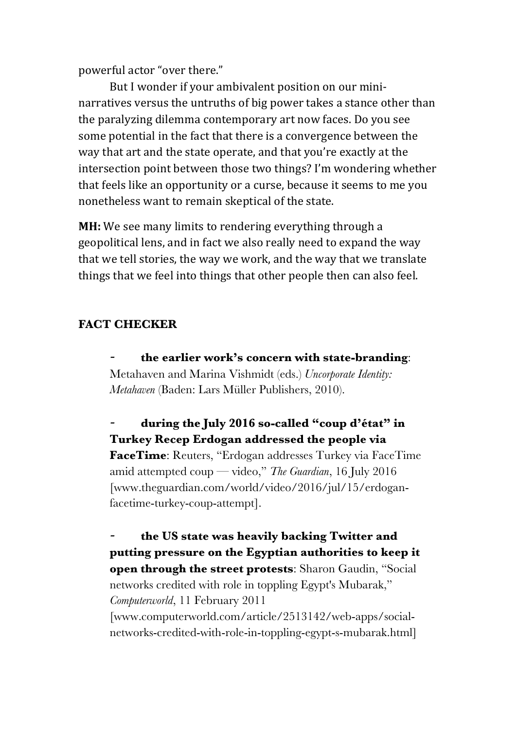powerful actor "over there."

But I wonder if your ambivalent position on our mini-narratives versus the untruths of big power takes a stance other than the paralyzing dilemma contemporary art now faces. Do you see some potential in the fact that there is a convergence between the way that art and the state operate, and that you're exactly at the intersection point between those two things? I'm wondering whether that feels like an opportunity or a curse, because it seems to me you nonetheless want to remain skeptical of the state.

**MH:** We see many limits to rendering everything through a geopolitical lens, and in fact we also really need to expand the way that we tell stories, the way we work, and the way that we translate things that we feel into things that other people then can also feel.

## FACT CHECKER

- **the earlier work's concern with state-branding**: Metahaven and Marina Vishmidt (eds.) *Uncorporate Identity: Metahaven* (Baden: Lars Müller Publishers, 2010).

- **during the July 2016 so-called "coup d'état" in Turkey Recep Erdogan addressed the people via FaceTime**: Reuters, "Erdogan addresses Turkey via FaceTime amid attempted coup — video," *The Guardian*, 16 July 2016 [www.theguardian.com/world/video/2016/jul/15/erdogan-facetime-turkey-coup-attempt].

- **the US state was heavily backing Twitter and putting pressure on the Egyptian authorities to keep it open through the street protests**: Sharon Gaudin, "Social networks credited with role in toppling Egypt's Mubarak," *Computerworld*, 11 February 2011 [www.computerworld.com/article/2513142/web-apps/social-networks-credited-with-role-in-toppling-egypt-s-mubarak.html]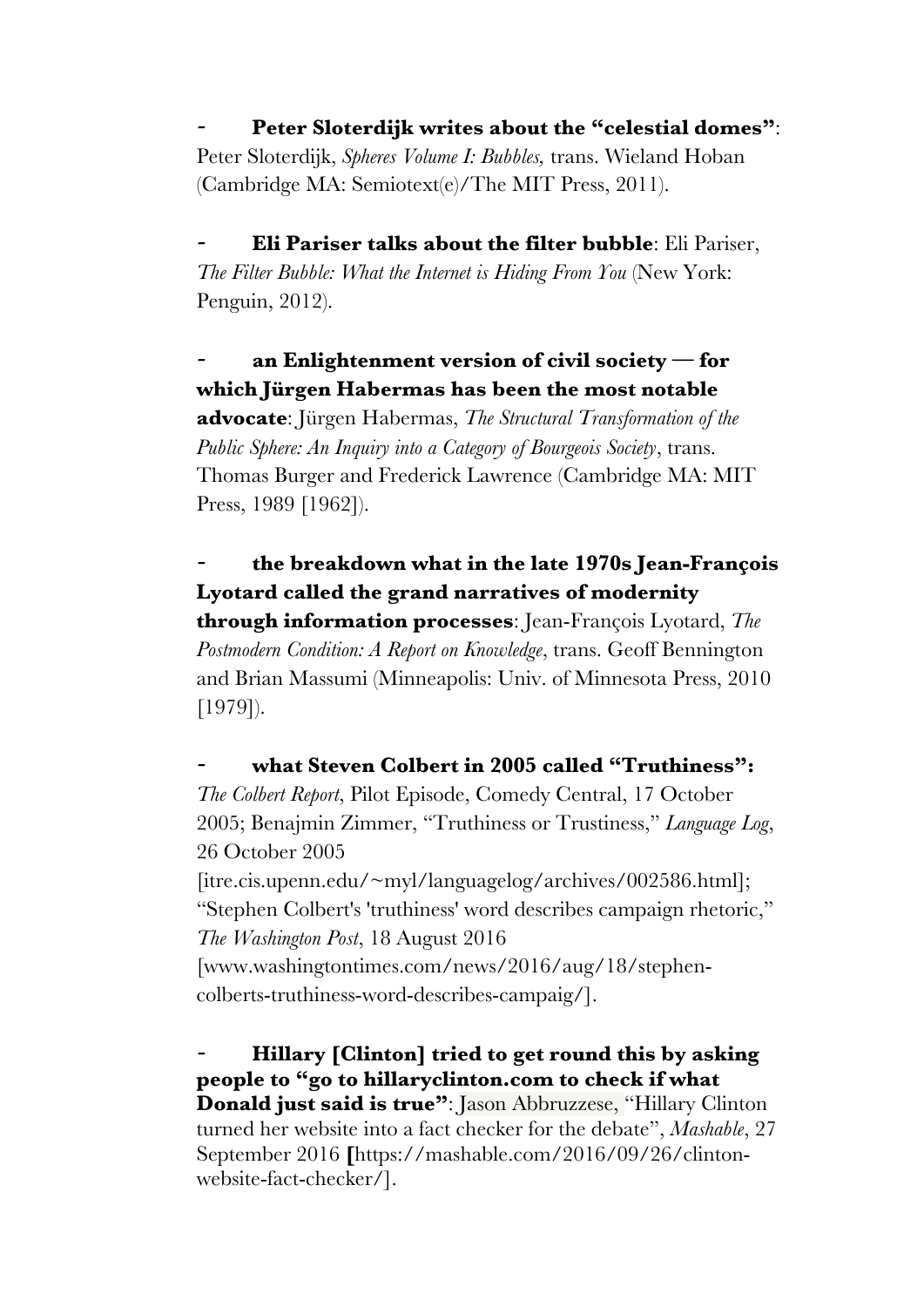- **Peter Sloterdijk writes about the "celestial domes"**: Peter Sloterdijk, *Spheres Volume I: Bubbles,* trans. Wieland Hoban (Cambridge MA: Semiotext(e)/The MIT Press, 2011).

- **Eli Pariser talks about the filter bubble**: Eli Pariser, *The Filter Bubble: What the Internet is Hiding From You* (New York: Penguin, 2012).

- **an Enlightenment version of civil society — for which Jürgen Habermas has been the most notable advocate**: Jürgen Habermas, *The Structural Transformation of the Public Sphere: An Inquiry into a Category of Bourgeois Society*, trans. Thomas Burger and Frederick Lawrence (Cambridge MA: MIT Press, 1989 [1962]).

- **the breakdown what in the late 1970s Jean-François Lyotard called the grand narratives of modernity through information processes**: Jean-François Lyotard, *The Postmodern Condition: A Report on Knowledge*, trans. Geoff Bennington and Brian Massumi (Minneapolis: Univ. of Minnesota Press, 2010 [1979]).

- **what Steven Colbert in 2005 called "Truthiness":** *The Colbert Report*, Pilot Episode, Comedy Central, 17 October 2005; Benajmin Zimmer, "Truthiness or Trustiness," *Language Log*, 26 October 2005 [itre.cis.upenn.edu/~myl/languagelog/archives/002586.html]; "Stephen Colbert's 'truthiness' word describes campaign rhetoric," *The Washington Post*, 18 August 2016 [www.washingtontimes.com/news/2016/aug/18/stephen-colberts-truthiness-word-describes-campaig/].

- **Hillary [Clinton] tried to get round this by asking people to "go to hillaryclinton.com to check if what Donald just said is true"**: Jason Abbruzzese, "Hillary Clinton turned her website into a fact checker for the debate", *Mashable*, 27 September 2016 **[**https://mashable.com/2016/09/26/clinton-website-fact-checker/].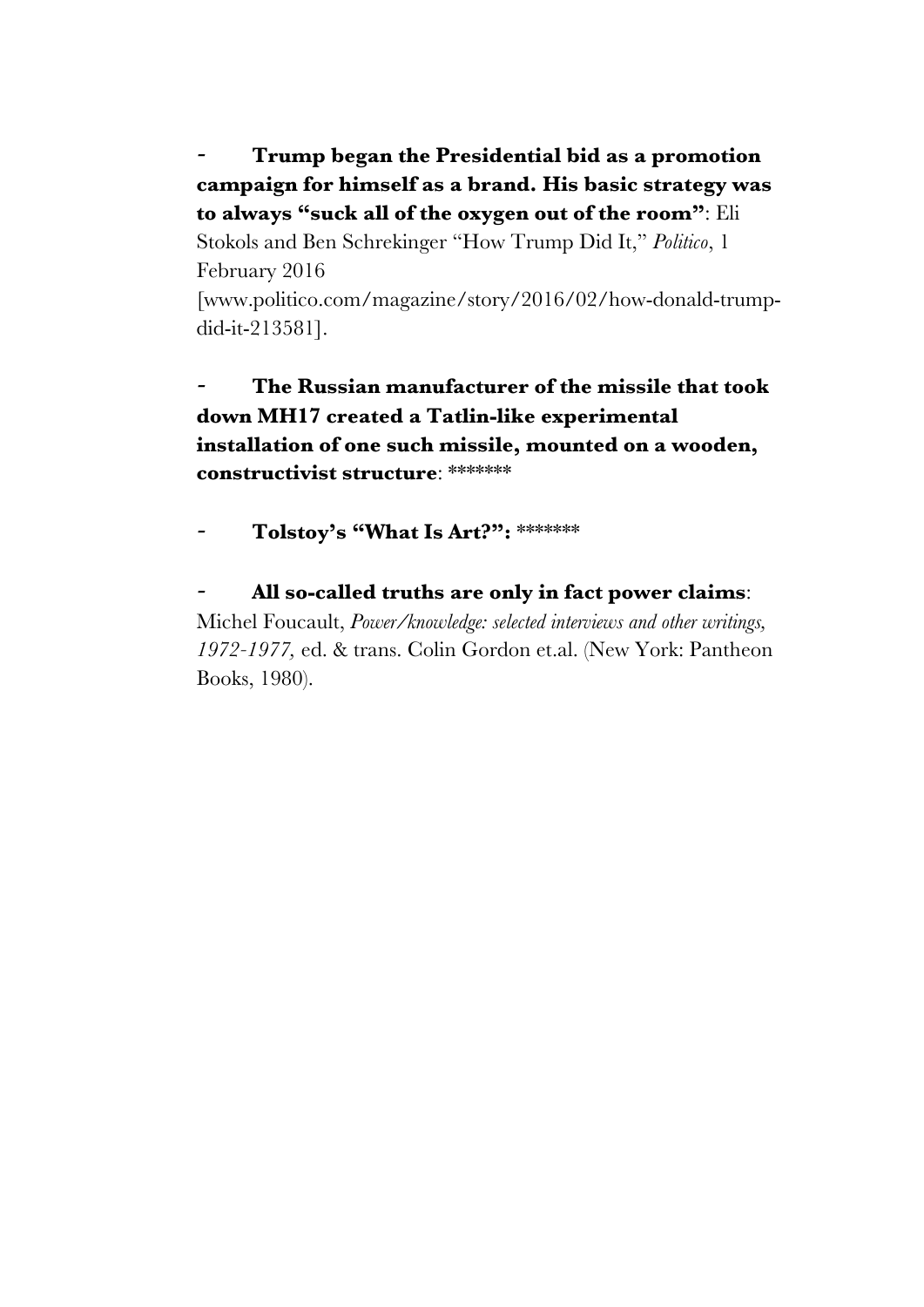- **Trump began the Presidential bid as a promotion campaign for himself as a brand. His basic strategy was to always "suck all of the oxygen out of the room"**: Eli Stokols and Ben Schrekinger "How Trump Did It," *Politico*, 1 February 2016 [www.politico.com/magazine/story/2016/02/how-donald-trump-did-it-213581].

- **The Russian manufacturer of the missile that took down MH17 created a Tatlin-like experimental installation of one such missile, mounted on a wooden, constructivist structure**: *******

- **Tolstoy's "What Is Art?":** *******

- **All so-called truths are only in fact power claims**: Michel Foucault, *Power/knowledge: selected interviews and other writings, 1972-1977,* ed. & trans. Colin Gordon et.al. (New York: Pantheon Books, 1980).